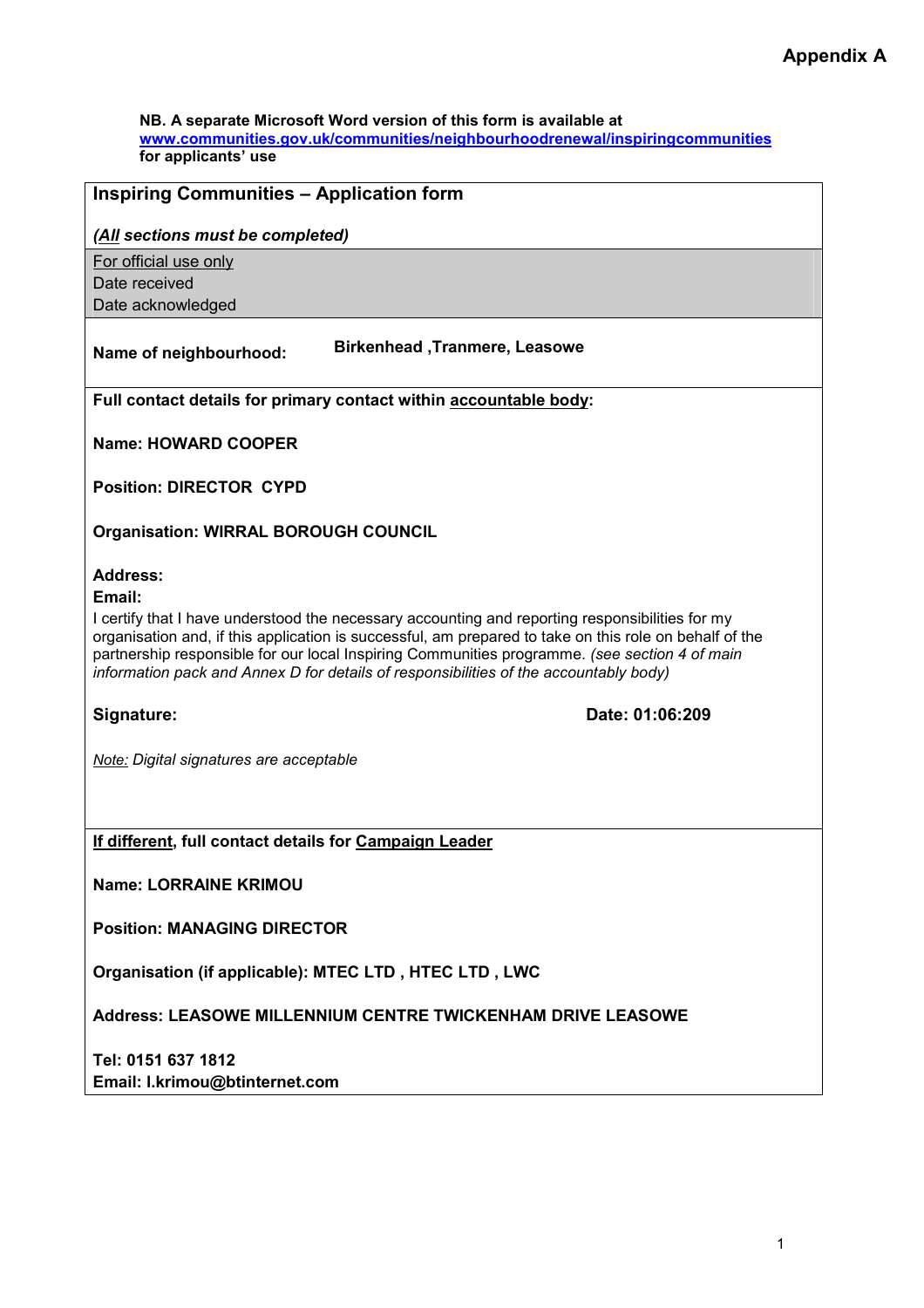**Appendix A**

**NB. A separate Microsoft Word version of this form is available at [www.communities.gov.uk/communities/neighbourhoodrenewal/inspiringcommunities](http://www.communities.gov.uk/communities/neighbourhoodrenewal/inspiringcommunities) for applicants' use**

## Inspiring Communities – Application form

***(All sections must be completed)***

For official use only
Date received
Date acknowledged

**Name of neighbourhood:** **Birkenhead ,Tranmere, Leasowe**

**Full contact details for primary contact within accountable body:**

**Name: HOWARD COOPER**

**Position: DIRECTOR CYPD**

**Organisation: WIRRAL BOROUGH COUNCIL**

**Address:**
**Email:**

I certify that I have understood the necessary accounting and reporting responsibilities for my organisation and, if this application is successful, am prepared to take on this role on behalf of the partnership responsible for our local Inspiring Communities programme. *(see section 4 of main information pack and Annex D for details of responsibilities of the accountably body)*

**Signature:** **Date: 01:06:209**

*Note: Digital signatures are acceptable*

**If different, full contact details for Campaign Leader**

**Name: LORRAINE KRIMOU**

**Position: MANAGING DIRECTOR**

**Organisation (if applicable): MTEC LTD , HTEC LTD , LWC**

**Address: LEASOWE MILLENNIUM CENTRE TWICKENHAM DRIVE LEASOWE**

**Tel: 0151 637 1812**
**Email: l.krimou@btinternet.com**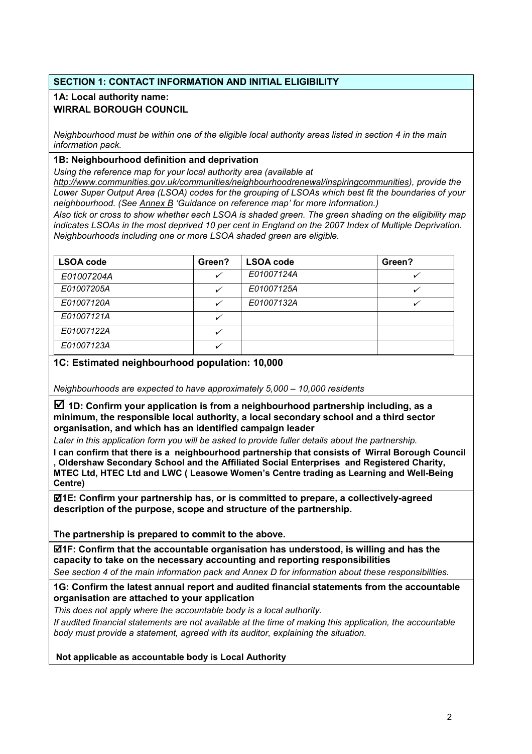## SECTION 1: CONTACT INFORMATION AND INITIAL ELIGIBILITY

**1A: Local authority name:**
**WIRRAL BOROUGH COUNCIL**

*Neighbourhood must be within one of the eligible local authority areas listed in section 4 in the main information pack.*

**1B: Neighbourhood definition and deprivation**

*Using the reference map for your local authority area (available at http://www.communities.gov.uk/communities/neighbourhoodrenewal/inspiringcommunities), provide the Lower Super Output Area (LSOA) codes for the grouping of LSOAs which best fit the boundaries of your neighbourhood. (See Annex B 'Guidance on reference map' for more information.)*

*Also tick or cross to show whether each LSOA is shaded green. The green shading on the eligibility map indicates LSOAs in the most deprived 10 per cent in England on the 2007 Index of Multiple Deprivation. Neighbourhoods including one or more LSOA shaded green are eligible.*

| LSOA code | Green? | LSOA code | Green? |
|---|---|---|---|
| E01007204A | ✓ | E01007124A | ✓ |
| E01007205A | ✓ | E01007125A | ✓ |
| E01007120A | ✓ | E01007132A | ✓ |
| E01007121A | ✓ | | |
| E01007122A | ✓ | | |
| E01007123A | ✓ | | |

**1C: Estimated neighbourhood population: 10,000**

*Neighbourhoods are expected to have approximately 5,000 – 10,000 residents*

☑ **1D: Confirm your application is from a neighbourhood partnership including, as a minimum, the responsible local authority, a local secondary school and a third sector organisation, and which has an identified campaign leader**

*Later in this application form you will be asked to provide fuller details about the partnership.*

**I can confirm that there is a neighbourhood partnership that consists of Wirral Borough Council , Oldershaw Secondary School and the Affiliated Social Enterprises and Registered Charity, MTEC Ltd, HTEC Ltd and LWC ( Leasowe Women's Centre trading as Learning and Well-Being Centre)**

☑**1E: Confirm your partnership has, or is committed to prepare, a collectively-agreed description of the purpose, scope and structure of the partnership.**

**The partnership is prepared to commit to the above.**

☑**1F: Confirm that the accountable organisation has understood, is willing and has the capacity to take on the necessary accounting and reporting responsibilities**

*See section 4 of the main information pack and Annex D for information about these responsibilities.*

**1G: Confirm the latest annual report and audited financial statements from the accountable organisation are attached to your application**

*This does not apply where the accountable body is a local authority.*

*If audited financial statements are not available at the time of making this application, the accountable body must provide a statement, agreed with its auditor, explaining the situation.*

**Not applicable as accountable body is Local Authority**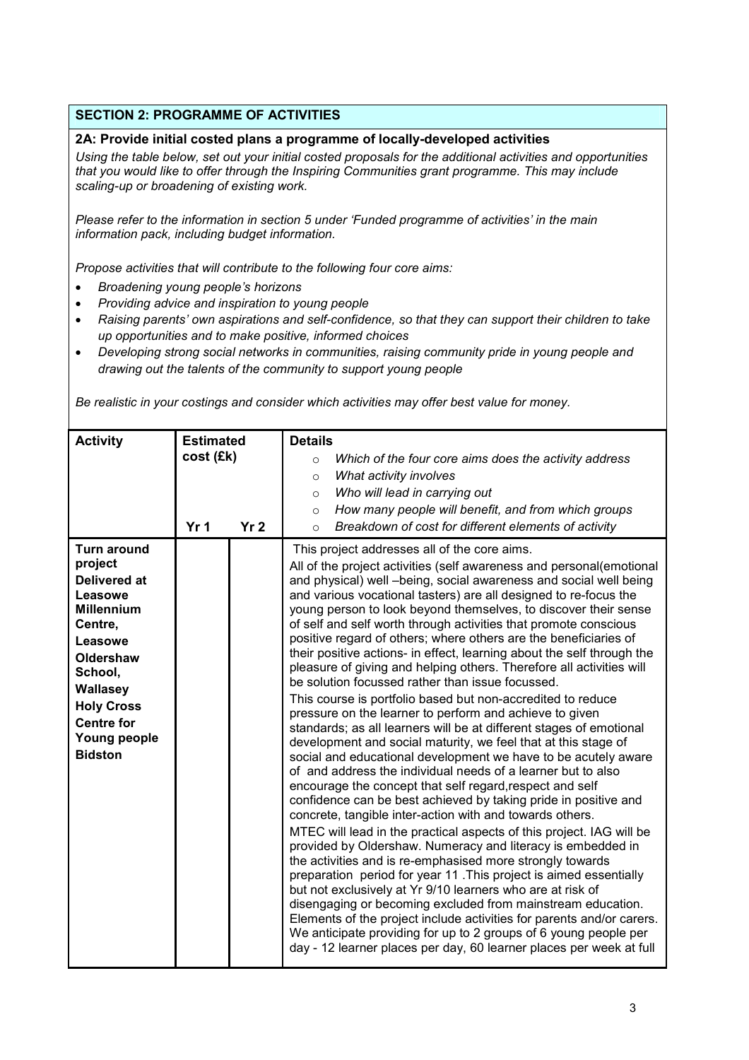## SECTION 2: PROGRAMME OF ACTIVITIES

### 2A: Provide initial costed plans a programme of locally-developed activities

*Using the table below, set out your initial costed proposals for the additional activities and opportunities that you would like to offer through the Inspiring Communities grant programme. This may include scaling-up or broadening of existing work.*

*Please refer to the information in section 5 under 'Funded programme of activities' in the main information pack, including budget information.*

*Propose activities that will contribute to the following four core aims:*

- *Broadening young people's horizons*
- *Providing advice and inspiration to young people*
- *Raising parents' own aspirations and self-confidence, so that they can support their children to take up opportunities and to make positive, informed choices*
- *Developing strong social networks in communities, raising community pride in young people and drawing out the talents of the community to support young people*

*Be realistic in your costings and consider which activities may offer best value for money.*

| Activity | Estimated cost (£k) Yr 1 | Yr 2 | Details<br>○ *Which of the four core aims does the activity address*<br>○ *What activity involves*<br>○ *Who will lead in carrying out*<br>○ *How many people will benefit, and from which groups*<br>○ *Breakdown of cost for different elements of activity* |
|---|---|---|---|
| **Turn around project Delivered at Leasowe Millennium Centre, Leasowe Oldershaw School, Wallasey Holy Cross Centre for Young people Bidston** | | | This project addresses all of the core aims.<br>All of the project activities (self awareness and personal(emotional and physical) well –being, social awareness and social well being and various vocational tasters) are all designed to re-focus the young person to look beyond themselves, to discover their sense of self and self worth through activities that promote conscious positive regard of others; where others are the beneficiaries of their positive actions- in effect, learning about the self through the pleasure of giving and helping others. Therefore all activities will be solution focussed rather than issue focussed.<br>This course is portfolio based but non-accredited to reduce pressure on the learner to perform and achieve to given standards; as all learners will be at different stages of emotional development and social maturity, we feel that at this stage of social and educational development we have to be acutely aware of and address the individual needs of a learner but to also encourage the concept that self regard,respect and self confidence can be best achieved by taking pride in positive and concrete, tangible inter-action with and towards others.<br>MTEC will lead in the practical aspects of this project. IAG will be provided by Oldershaw. Numeracy and literacy is embedded in the activities and is re-emphasised more strongly towards preparation period for year 11 .This project is aimed essentially but not exclusively at Yr 9/10 learners who are at risk of disengaging or becoming excluded from mainstream education. Elements of the project include activities for parents and/or carers. We anticipate providing for up to 2 groups of 6 young people per day - 12 learner places per day, 60 learner places per week at full |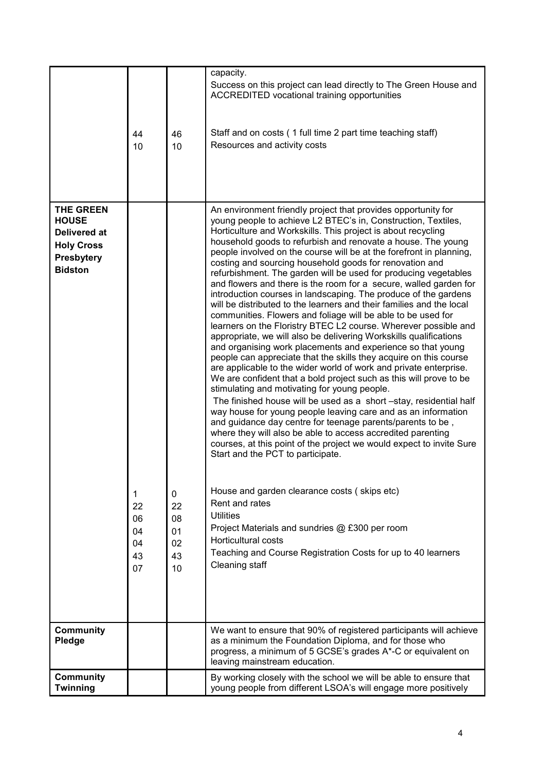| | | | |
|---|---|---|---|
| | 44<br>10 | 46<br>10 | capacity.<br>Success on this project can lead directly to The Green House and ACCREDITED vocational training opportunities<br><br>Staff and on costs ( 1 full time 2 part time teaching staff)<br>Resources and activity costs |
| **THE GREEN HOUSE Delivered at Holy Cross Presbytery Bidston** | 1<br>22<br>06<br>04<br>04<br>43<br>07 | 0<br>22<br>08<br>01<br>02<br>43<br>10 | An environment friendly project that provides opportunity for young people to achieve L2 BTEC's in, Construction, Textiles, Horticulture and Workskills. This project is about recycling household goods to refurbish and renovate a house. The young people involved on the course will be at the forefront in planning, costing and sourcing household goods for renovation and refurbishment. The garden will be used for producing vegetables and flowers and there is the room for a secure, walled garden for introduction courses in landscaping. The produce of the gardens will be distributed to the learners and their families and the local communities. Flowers and foliage will be able to be used for learners on the Floristry BTEC L2 course. Wherever possible and appropriate, we will also be delivering Workskills qualifications and organising work placements and experience so that young people can appreciate that the skills they acquire on this course are applicable to the wider world of work and private enterprise. We are confident that a bold project such as this will prove to be stimulating and motivating for young people.<br>The finished house will be used as a short –stay, residential half way house for young people leaving care and as an information and guidance day centre for teenage parents/parents to be , where they will also be able to access accredited parenting courses, at this point of the project we would expect to invite Sure Start and the PCT to participate.<br><br>House and garden clearance costs ( skips etc)<br>Rent and rates<br>Utilities<br>Project Materials and sundries @ £300 per room<br>Horticultural costs<br>Teaching and Course Registration Costs for up to 40 learners<br>Cleaning staff |
| **Community Pledge** | | | We want to ensure that 90% of registered participants will achieve as a minimum the Foundation Diploma, and for those who progress, a minimum of 5 GCSE's grades A*-C or equivalent on leaving mainstream education. |
| **Community Twinning** | | | By working closely with the school we will be able to ensure that young people from different LSOA's will engage more positively |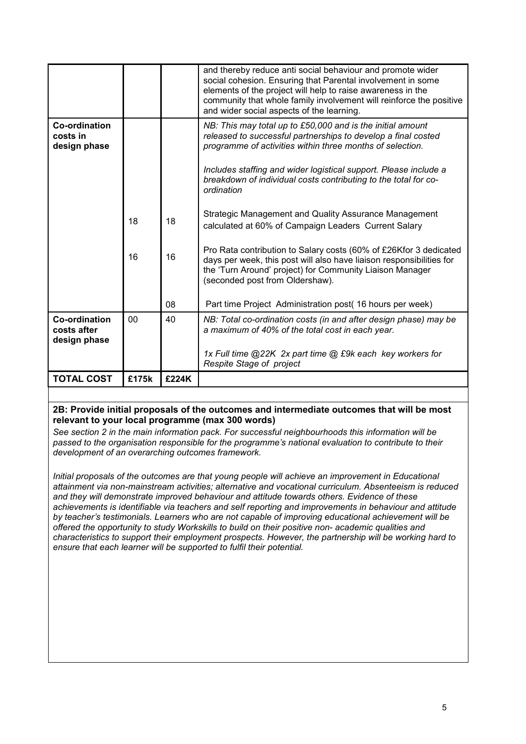| | | | |
|---|---|---|---|
| | | | and thereby reduce anti social behaviour and promote wider social cohesion. Ensuring that Parental involvement in some elements of the project will help to raise awareness in the community that whole family involvement will reinforce the positive and wider social aspects of the learning. |
| **Co-ordination costs in design phase** | | | *NB: This may total up to £50,000 and is the initial amount released to successful partnerships to develop a final costed programme of activities within three months of selection.*<br><br>*Includes staffing and wider logistical support. Please include a breakdown of individual costs contributing to the total for co-ordination* |
| | 18 | 18 | Strategic Management and Quality Assurance Management calculated at 60% of Campaign Leaders Current Salary |
| | 16 | 16 | Pro Rata contribution to Salary costs (60% of £26Kfor 3 dedicated days per week, this post will also have liaison responsibilities for the 'Turn Around' project) for Community Liaison Manager (seconded post from Oldershaw). |
| | | 08 | Part time Project Administration post( 16 hours per week) |
| **Co-ordination costs after design phase** | 00 | 40 | *NB: Total co-ordination costs (in and after design phase) may be a maximum of 40% of the total cost in each year.*<br><br>*1x Full time @22K 2x part time @ £9k each key workers for Respite Stage of project* |
| **TOTAL COST** | **£175k** | **£224K** | |

**2B: Provide initial proposals of the outcomes and intermediate outcomes that will be most relevant to your local programme (max 300 words)**

*See section 2 in the main information pack. For successful neighbourhoods this information will be passed to the organisation responsible for the programme's national evaluation to contribute to their development of an overarching outcomes framework.*

*Initial proposals of the outcomes are that young people will achieve an improvement in Educational attainment via non-mainstream activities; alternative and vocational curriculum. Absenteeism is reduced and they will demonstrate improved behaviour and attitude towards others. Evidence of these achievements is identifiable via teachers and self reporting and improvements in behaviour and attitude by teacher's testimonials. Learners who are not capable of improving educational achievement will be offered the opportunity to study Workskills to build on their positive non- academic qualities and characteristics to support their employment prospects. However, the partnership will be working hard to ensure that each learner will be supported to fulfil their potential.*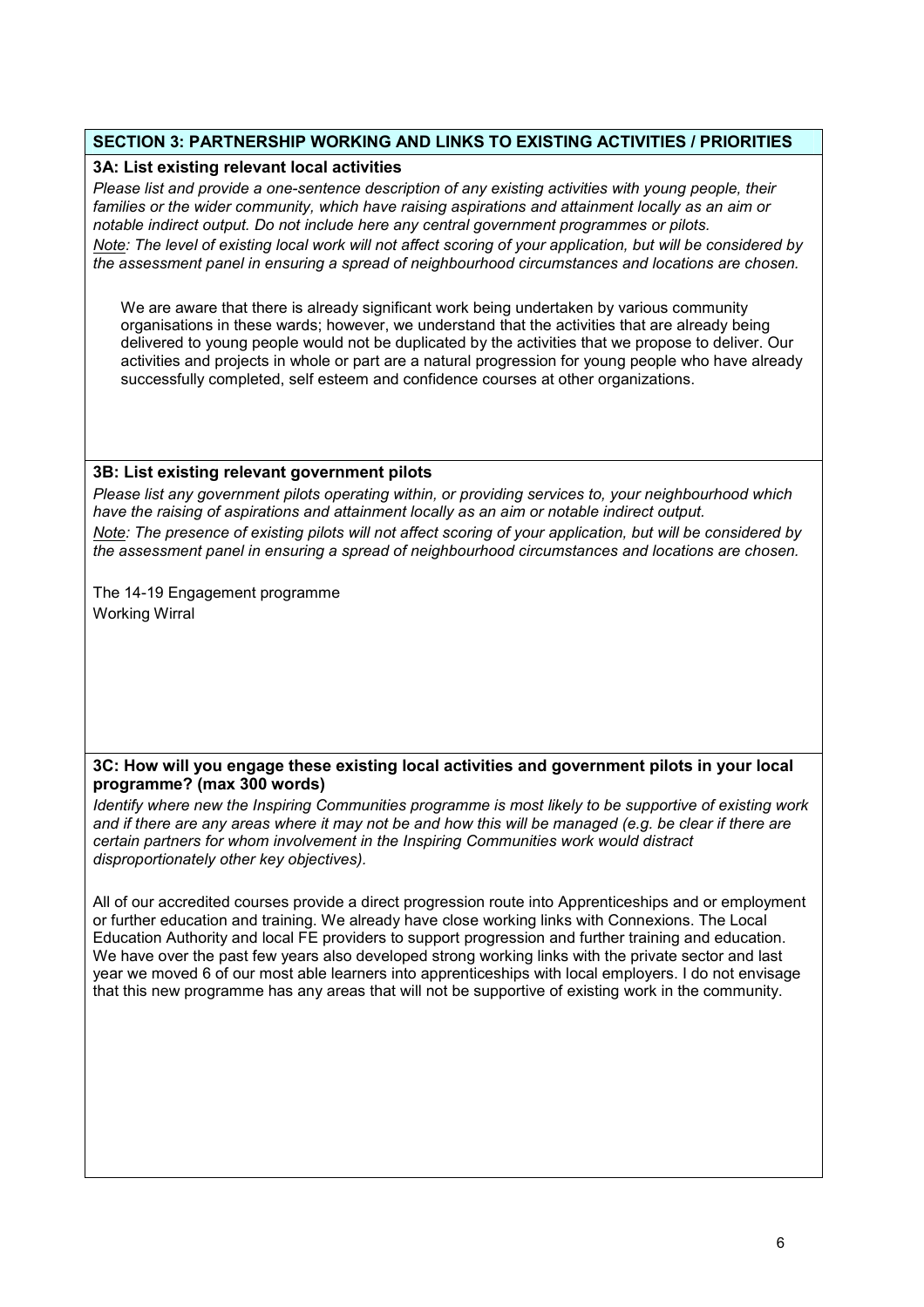## SECTION 3: PARTNERSHIP WORKING AND LINKS TO EXISTING ACTIVITIES / PRIORITIES

### 3A: List existing relevant local activities

*Please list and provide a one-sentence description of any existing activities with young people, their families or the wider community, which have raising aspirations and attainment locally as an aim or notable indirect output. Do not include here any central government programmes or pilots.*

*Note: The level of existing local work will not affect scoring of your application, but will be considered by the assessment panel in ensuring a spread of neighbourhood circumstances and locations are chosen.*

We are aware that there is already significant work being undertaken by various community organisations in these wards; however, we understand that the activities that are already being delivered to young people would not be duplicated by the activities that we propose to deliver. Our activities and projects in whole or part are a natural progression for young people who have already successfully completed, self esteem and confidence courses at other organizations.

### 3B: List existing relevant government pilots

*Please list any government pilots operating within, or providing services to, your neighbourhood which have the raising of aspirations and attainment locally as an aim or notable indirect output.*

*Note: The presence of existing pilots will not affect scoring of your application, but will be considered by the assessment panel in ensuring a spread of neighbourhood circumstances and locations are chosen.*

The 14-19 Engagement programme
Working Wirral

### 3C: How will you engage these existing local activities and government pilots in your local programme? (max 300 words)

*Identify where new the Inspiring Communities programme is most likely to be supportive of existing work and if there are any areas where it may not be and how this will be managed (e.g. be clear if there are certain partners for whom involvement in the Inspiring Communities work would distract disproportionately other key objectives).*

All of our accredited courses provide a direct progression route into Apprenticeships and or employment or further education and training. We already have close working links with Connexions. The Local Education Authority and local FE providers to support progression and further training and education. We have over the past few years also developed strong working links with the private sector and last year we moved 6 of our most able learners into apprenticeships with local employers. I do not envisage that this new programme has any areas that will not be supportive of existing work in the community.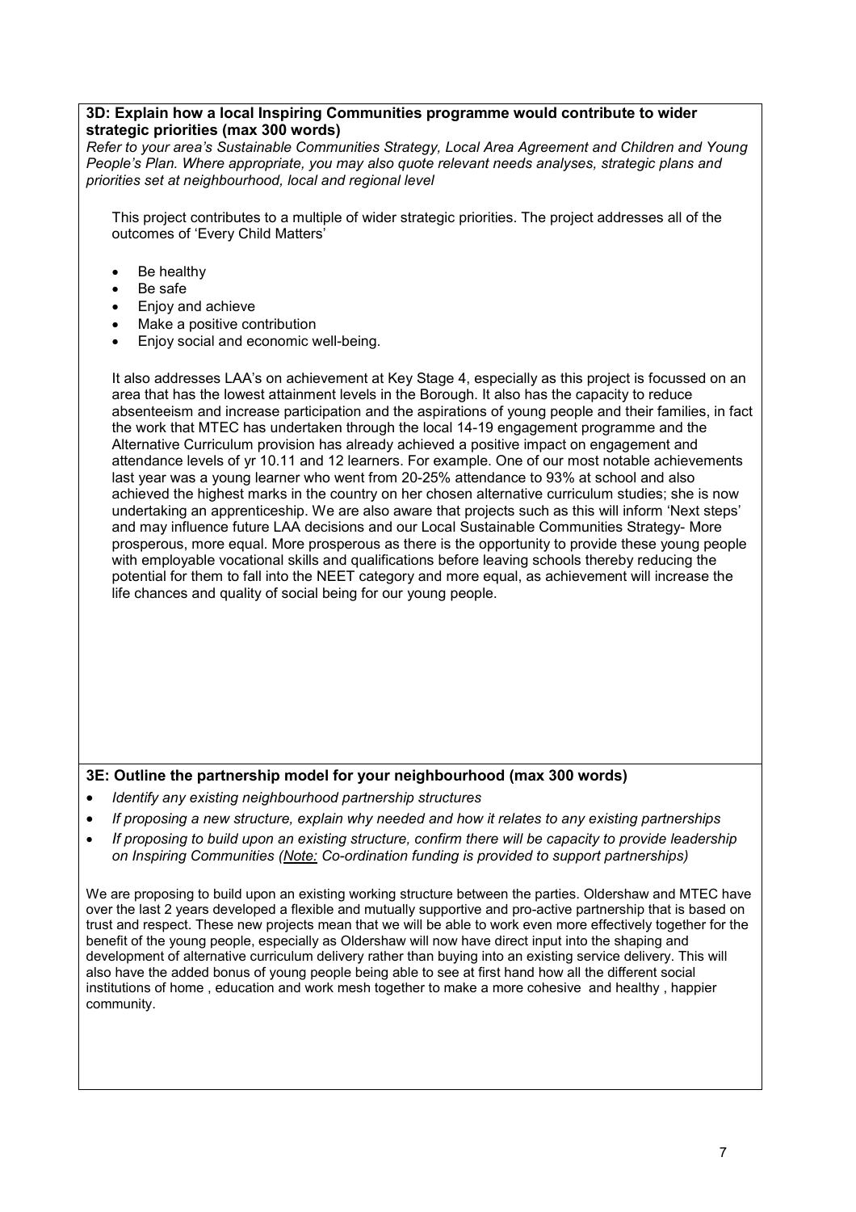**3D: Explain how a local Inspiring Communities programme would contribute to wider strategic priorities (max 300 words)**

*Refer to your area's Sustainable Communities Strategy, Local Area Agreement and Children and Young People's Plan. Where appropriate, you may also quote relevant needs analyses, strategic plans and priorities set at neighbourhood, local and regional level*

This project contributes to a multiple of wider strategic priorities. The project addresses all of the outcomes of 'Every Child Matters'

- Be healthy
- Be safe
- Enjoy and achieve
- Make a positive contribution
- Enjoy social and economic well-being.

It also addresses LAA's on achievement at Key Stage 4, especially as this project is focussed on an area that has the lowest attainment levels in the Borough. It also has the capacity to reduce absenteeism and increase participation and the aspirations of young people and their families, in fact the work that MTEC has undertaken through the local 14-19 engagement programme and the Alternative Curriculum provision has already achieved a positive impact on engagement and attendance levels of yr 10.11 and 12 learners. For example. One of our most notable achievements last year was a young learner who went from 20-25% attendance to 93% at school and also achieved the highest marks in the country on her chosen alternative curriculum studies; she is now undertaking an apprenticeship. We are also aware that projects such as this will inform 'Next steps' and may influence future LAA decisions and our Local Sustainable Communities Strategy- More prosperous, more equal. More prosperous as there is the opportunity to provide these young people with employable vocational skills and qualifications before leaving schools thereby reducing the potential for them to fall into the NEET category and more equal, as achievement will increase the life chances and quality of social being for our young people.

**3E: Outline the partnership model for your neighbourhood (max 300 words)**

- *Identify any existing neighbourhood partnership structures*
- *If proposing a new structure, explain why needed and how it relates to any existing partnerships*
- *If proposing to build upon an existing structure, confirm there will be capacity to provide leadership on Inspiring Communities (<u>Note:</u> Co-ordination funding is provided to support partnerships)*

We are proposing to build upon an existing working structure between the parties. Oldershaw and MTEC have over the last 2 years developed a flexible and mutually supportive and pro-active partnership that is based on trust and respect. These new projects mean that we will be able to work even more effectively together for the benefit of the young people, especially as Oldershaw will now have direct input into the shaping and development of alternative curriculum delivery rather than buying into an existing service delivery. This will also have the added bonus of young people being able to see at first hand how all the different social institutions of home , education and work mesh together to make a more cohesive and healthy , happier community.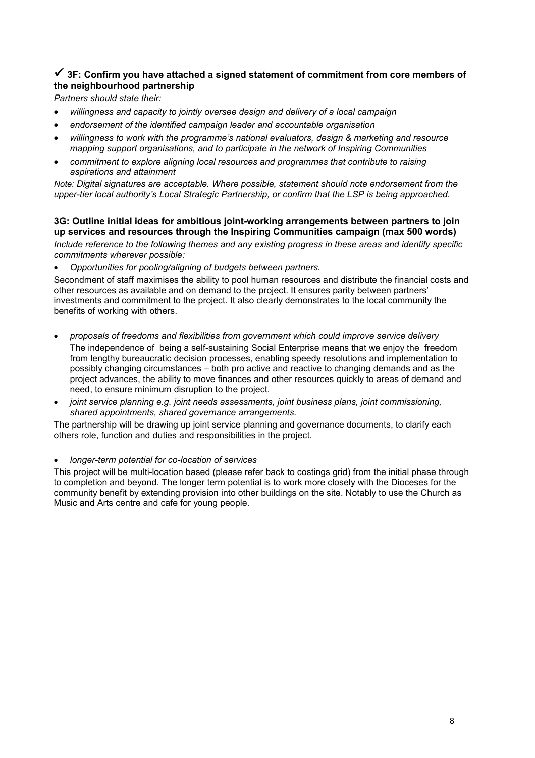**✓ 3F: Confirm you have attached a signed statement of commitment from core members of the neighbourhood partnership**

*Partners should state their:*

- *willingness and capacity to jointly oversee design and delivery of a local campaign*
- *endorsement of the identified campaign leader and accountable organisation*
- *willingness to work with the programme's national evaluators, design & marketing and resource mapping support organisations, and to participate in the network of Inspiring Communities*
- *commitment to explore aligning local resources and programmes that contribute to raising aspirations and attainment*

*Note: Digital signatures are acceptable. Where possible, statement should note endorsement from the upper-tier local authority's Local Strategic Partnership, or confirm that the LSP is being approached.*

**3G: Outline initial ideas for ambitious joint-working arrangements between partners to join up services and resources through the Inspiring Communities campaign (max 500 words)**

*Include reference to the following themes and any existing progress in these areas and identify specific commitments wherever possible:*

- *Opportunities for pooling/aligning of budgets between partners.*

Secondment of staff maximises the ability to pool human resources and distribute the financial costs and other resources as available and on demand to the project. It ensures parity between partners' investments and commitment to the project. It also clearly demonstrates to the local community the benefits of working with others.

- *proposals of freedoms and flexibilities from government which could improve service delivery*

  The independence of being a self-sustaining Social Enterprise means that we enjoy the freedom from lengthy bureaucratic decision processes, enabling speedy resolutions and implementation to possibly changing circumstances – both pro active and reactive to changing demands and as the project advances, the ability to move finances and other resources quickly to areas of demand and need, to ensure minimum disruption to the project.

- *joint service planning e.g. joint needs assessments, joint business plans, joint commissioning, shared appointments, shared governance arrangements.*

The partnership will be drawing up joint service planning and governance documents, to clarify each others role, function and duties and responsibilities in the project.

- *longer-term potential for co-location of services*

This project will be multi-location based (please refer back to costings grid) from the initial phase through to completion and beyond. The longer term potential is to work more closely with the Dioceses for the community benefit by extending provision into other buildings on the site. Notably to use the Church as Music and Arts centre and cafe for young people.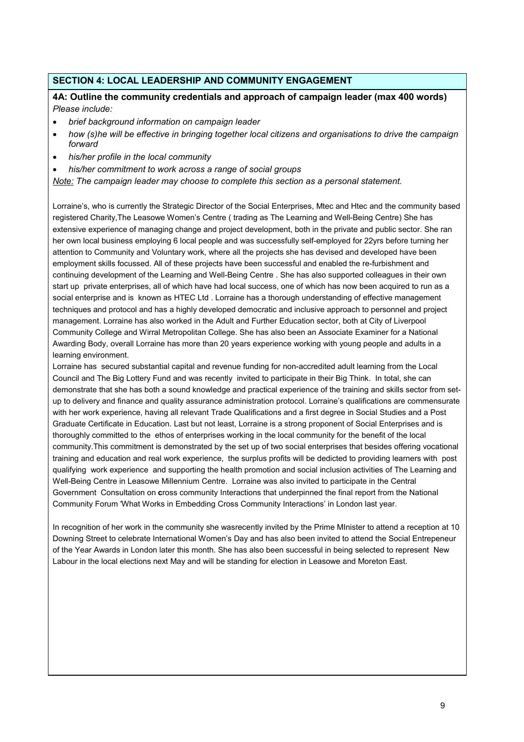## SECTION 4: LOCAL LEADERSHIP AND COMMUNITY ENGAGEMENT

**4A: Outline the community credentials and approach of campaign leader (max 400 words)**
*Please include:*

- *brief background information on campaign leader*
- *how (s)he will be effective in bringing together local citizens and organisations to drive the campaign forward*
- *his/her profile in the local community*
- *his/her commitment to work across a range of social groups*

*Note: The campaign leader may choose to complete this section as a personal statement.*

Lorraine's, who is currently the Strategic Director of the Social Enterprises, Mtec and Htec and the community based registered Charity,The Leasowe Women's Centre ( trading as The Learning and Well-Being Centre) She has extensive experience of managing change and project development, both in the private and public sector. She ran her own local business employing 6 local people and was successfully self-employed for 22yrs before turning her attention to Community and Voluntary work, where all the projects she has devised and developed have been employment skills focussed. All of these projects have been successful and enabled the re-furbishment and continuing development of the Learning and Well-Being Centre . She has also supported colleagues in their own start up private enterprises, all of which have had local success, one of which has now been acquired to run as a social enterprise and is known as HTEC Ltd . Lorraine has a thorough understanding of effective management techniques and protocol and has a highly developed democratic and inclusive approach to personnel and project management. Lorraine has also worked in the Adult and Further Education sector, both at City of Liverpool Community College and Wirral Metropolitan College. She has also been an Associate Examiner for a National Awarding Body, overall Lorraine has more than 20 years experience working with young people and adults in a learning environment.

Lorraine has secured substantial capital and revenue funding for non-accredited adult learning from the Local Council and The Big Lottery Fund and was recently invited to participate in their Big Think. In total, she can demonstrate that she has both a sound knowledge and practical experience of the training and skills sector from set-up to delivery and finance and quality assurance administration protocol. Lorraine's qualifications are commensurate with her work experience, having all relevant Trade Qualifications and a first degree in Social Studies and a Post Graduate Certificate in Education. Last but not least, Lorraine is a strong proponent of Social Enterprises and is thoroughly committed to the ethos of enterprises working in the local community for the benefit of the local community.This commitment is demonstrated by the set up of two social enterprises that besides offering vocational training and education and real work experience, the surplus profits will be dedicted to providing learners with post qualifying work experience and supporting the health promotion and social inclusion activities of The Learning and Well-Being Centre in Leasowe Millennium Centre. Lorraine was also invited to participate in the Central Government Consultation on **c**ross community Interactions that underpinned the final report from the National Community Forum 'What Works in Embedding Cross Community Interactions' in London last year.

In recognition of her work in the community she wasrecently invited by the Prime MInister to attend a reception at 10 Downing Street to celebrate International Women's Day and has also been invited to attend the Social Entrepeneur of the Year Awards in London later this month. She has also been successful in being selected to represent New Labour in the local elections next May and will be standing for election in Leasowe and Moreton East.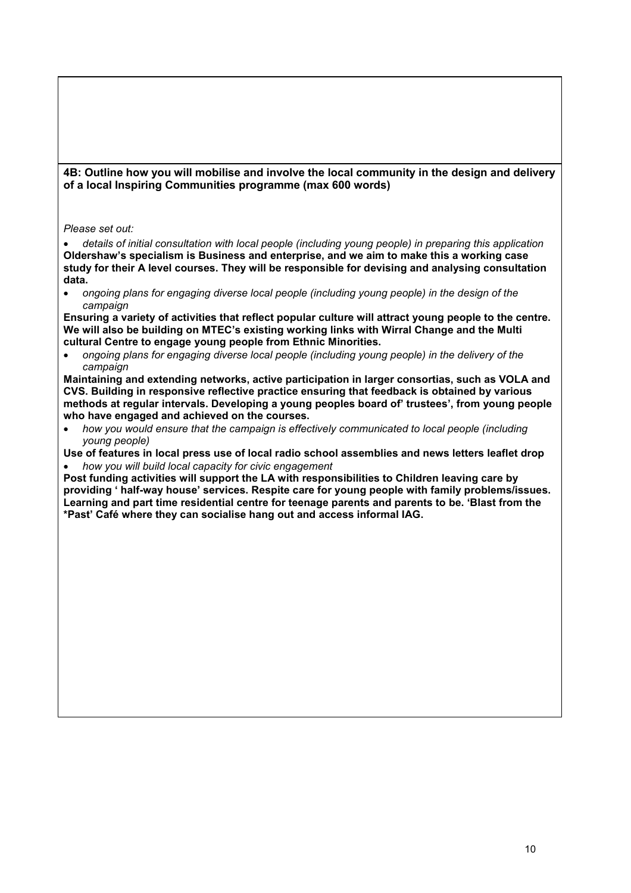**4B: Outline how you will mobilise and involve the local community in the design and delivery of a local Inspiring Communities programme (max 600 words)**

*Please set out:*

- *details of initial consultation with local people (including young people) in preparing this application*

**Oldershaw's specialism is Business and enterprise, and we aim to make this a working case study for their A level courses. They will be responsible for devising and analysing consultation data.**

- *ongoing plans for engaging diverse local people (including young people) in the design of the campaign*

**Ensuring a variety of activities that reflect popular culture will attract young people to the centre. We will also be building on MTEC's existing working links with Wirral Change and the Multi cultural Centre to engage young people from Ethnic Minorities.**

- *ongoing plans for engaging diverse local people (including young people) in the delivery of the campaign*

**Maintaining and extending networks, active participation in larger consortias, such as VOLA and CVS. Building in responsive reflective practice ensuring that feedback is obtained by various methods at regular intervals. Developing a young peoples board of' trustees', from young people who have engaged and achieved on the courses.**

- *how you would ensure that the campaign is effectively communicated to local people (including young people)*

**Use of features in local press use of local radio school assemblies and news letters leaflet drop**

- *how you will build local capacity for civic engagement*

**Post funding activities will support the LA with responsibilities to Children leaving care by providing ' half-way house' services. Respite care for young people with family problems/issues. Learning and part time residential centre for teenage parents and parents to be. 'Blast from the *Past' Café where they can socialise hang out and access informal IAG.**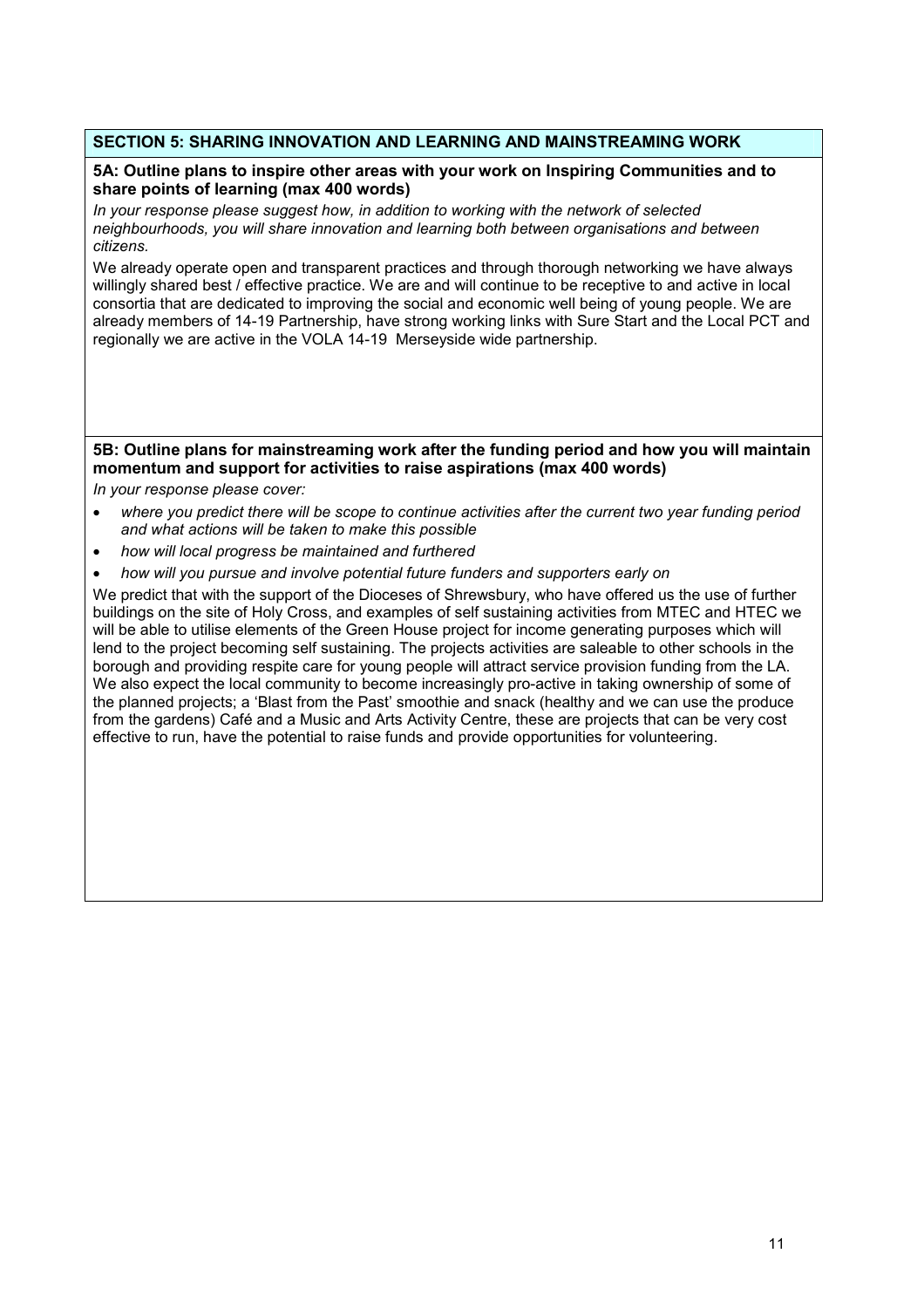## SECTION 5: SHARING INNOVATION AND LEARNING AND MAINSTREAMING WORK

### 5A: Outline plans to inspire other areas with your work on Inspiring Communities and to share points of learning (max 400 words)

*In your response please suggest how, in addition to working with the network of selected neighbourhoods, you will share innovation and learning both between organisations and between citizens.*

We already operate open and transparent practices and through thorough networking we have always willingly shared best / effective practice. We are and will continue to be receptive to and active in local consortia that are dedicated to improving the social and economic well being of young people. We are already members of 14-19 Partnership, have strong working links with Sure Start and the Local PCT and regionally we are active in the VOLA 14-19 Merseyside wide partnership.

### 5B: Outline plans for mainstreaming work after the funding period and how you will maintain momentum and support for activities to raise aspirations (max 400 words)

*In your response please cover:*

- *where you predict there will be scope to continue activities after the current two year funding period and what actions will be taken to make this possible*
- *how will local progress be maintained and furthered*
- *how will you pursue and involve potential future funders and supporters early on*

We predict that with the support of the Dioceses of Shrewsbury, who have offered us the use of further buildings on the site of Holy Cross, and examples of self sustaining activities from MTEC and HTEC we will be able to utilise elements of the Green House project for income generating purposes which will lend to the project becoming self sustaining. The projects activities are saleable to other schools in the borough and providing respite care for young people will attract service provision funding from the LA. We also expect the local community to become increasingly pro-active in taking ownership of some of the planned projects; a 'Blast from the Past' smoothie and snack (healthy and we can use the produce from the gardens) Café and a Music and Arts Activity Centre, these are projects that can be very cost effective to run, have the potential to raise funds and provide opportunities for volunteering.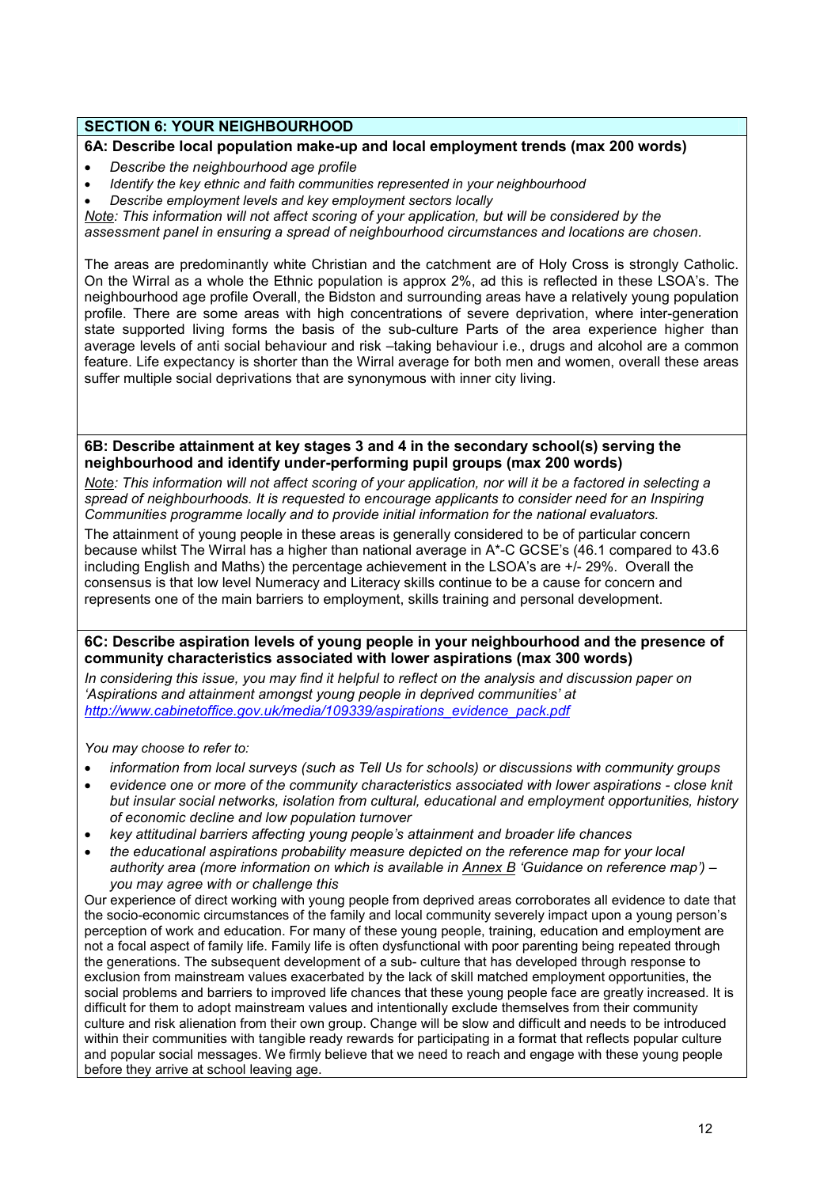## SECTION 6: YOUR NEIGHBOURHOOD

### 6A: Describe local population make-up and local employment trends (max 200 words)

- *Describe the neighbourhood age profile*
- *Identify the key ethnic and faith communities represented in your neighbourhood*
- *Describe employment levels and key employment sectors locally*

*Note: This information will not affect scoring of your application, but will be considered by the assessment panel in ensuring a spread of neighbourhood circumstances and locations are chosen.*

The areas are predominantly white Christian and the catchment are of Holy Cross is strongly Catholic. On the Wirral as a whole the Ethnic population is approx 2%, ad this is reflected in these LSOA's. The neighbourhood age profile Overall, the Bidston and surrounding areas have a relatively young population profile. There are some areas with high concentrations of severe deprivation, where inter-generation state supported living forms the basis of the sub-culture Parts of the area experience higher than average levels of anti social behaviour and risk –taking behaviour i.e., drugs and alcohol are a common feature. Life expectancy is shorter than the Wirral average for both men and women, overall these areas suffer multiple social deprivations that are synonymous with inner city living.

### 6B: Describe attainment at key stages 3 and 4 in the secondary school(s) serving the neighbourhood and identify under-performing pupil groups (max 200 words)

*Note: This information will not affect scoring of your application, nor will it be a factored in selecting a spread of neighbourhoods. It is requested to encourage applicants to consider need for an Inspiring Communities programme locally and to provide initial information for the national evaluators.*

The attainment of young people in these areas is generally considered to be of particular concern because whilst The Wirral has a higher than national average in A*-C GCSE's (46.1 compared to 43.6 including English and Maths) the percentage achievement in the LSOA's are +/- 29%. Overall the consensus is that low level Numeracy and Literacy skills continue to be a cause for concern and represents one of the main barriers to employment, skills training and personal development.

### 6C: Describe aspiration levels of young people in your neighbourhood and the presence of community characteristics associated with lower aspirations (max 300 words)

*In considering this issue, you may find it helpful to reflect on the analysis and discussion paper on 'Aspirations and attainment amongst young people in deprived communities' at [http://www.cabinetoffice.gov.uk/media/109339/aspirations_evidence_pack.pdf](http://www.cabinetoffice.gov.uk/media/109339/aspirations_evidence_pack.pdf)*

*You may choose to refer to:*

- *information from local surveys (such as Tell Us for schools) or discussions with community groups*
- *evidence one or more of the community characteristics associated with lower aspirations - close knit but insular social networks, isolation from cultural, educational and employment opportunities, history of economic decline and low population turnover*
- *key attitudinal barriers affecting young people's attainment and broader life chances*
- *the educational aspirations probability measure depicted on the reference map for your local authority area (more information on which is available in Annex B 'Guidance on reference map') – you may agree with or challenge this*

Our experience of direct working with young people from deprived areas corroborates all evidence to date that the socio-economic circumstances of the family and local community severely impact upon a young person's perception of work and education. For many of these young people, training, education and employment are not a focal aspect of family life. Family life is often dysfunctional with poor parenting being repeated through the generations. The subsequent development of a sub- culture that has developed through response to exclusion from mainstream values exacerbated by the lack of skill matched employment opportunities, the social problems and barriers to improved life chances that these young people face are greatly increased. It is difficult for them to adopt mainstream values and intentionally exclude themselves from their community culture and risk alienation from their own group. Change will be slow and difficult and needs to be introduced within their communities with tangible ready rewards for participating in a format that reflects popular culture and popular social messages. We firmly believe that we need to reach and engage with these young people before they arrive at school leaving age.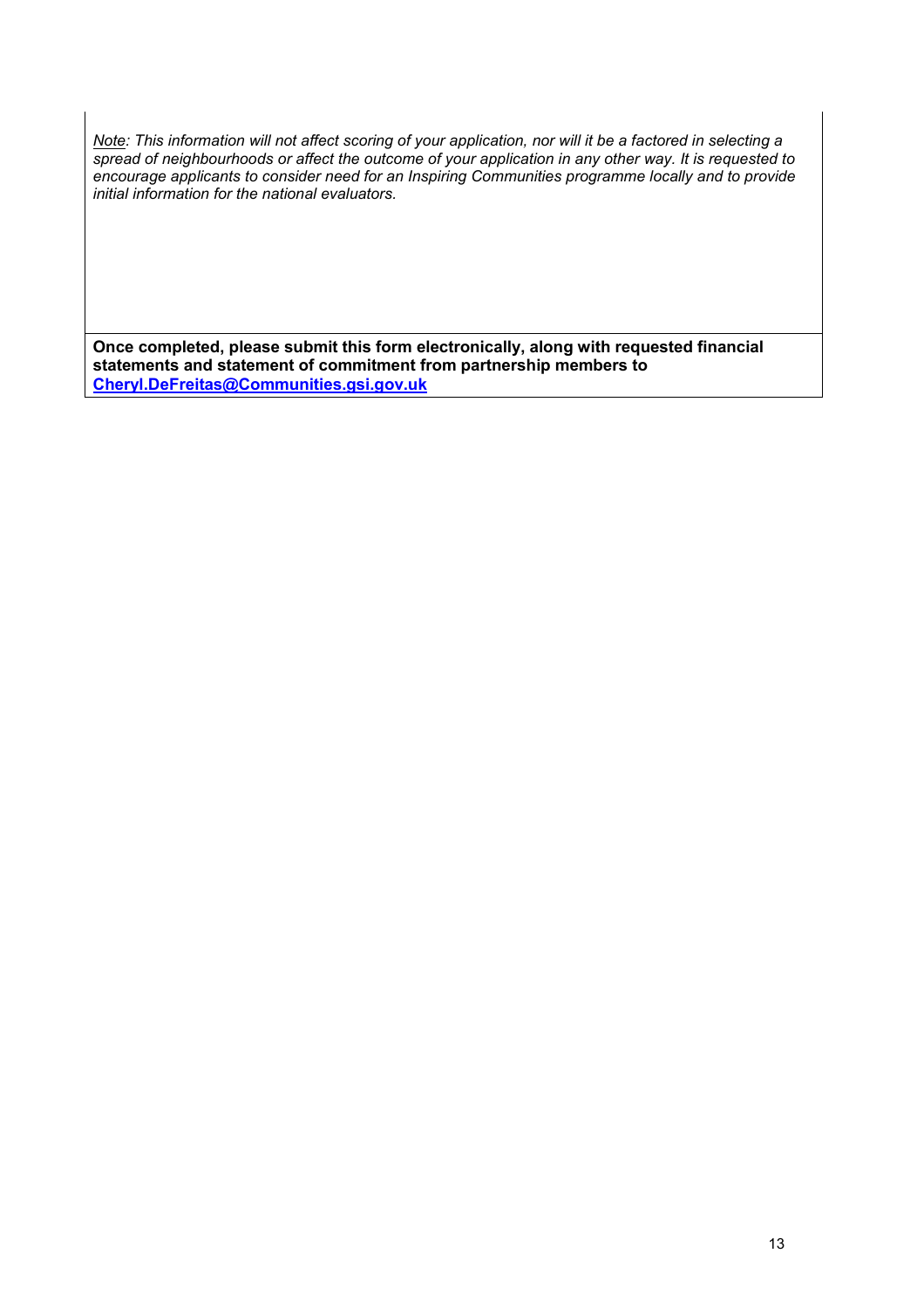*<u>Note</u>: This information will not affect scoring of your application, nor will it be a factored in selecting a spread of neighbourhoods or affect the outcome of your application in any other way. It is requested to encourage applicants to consider need for an Inspiring Communities programme locally and to provide initial information for the national evaluators.*

**Once completed, please submit this form electronically, along with requested financial statements and statement of commitment from partnership members to [Cheryl.DeFreitas@Communities.gsi.gov.uk](mailto:Cheryl.DeFreitas@Communities.gsi.gov.uk)**